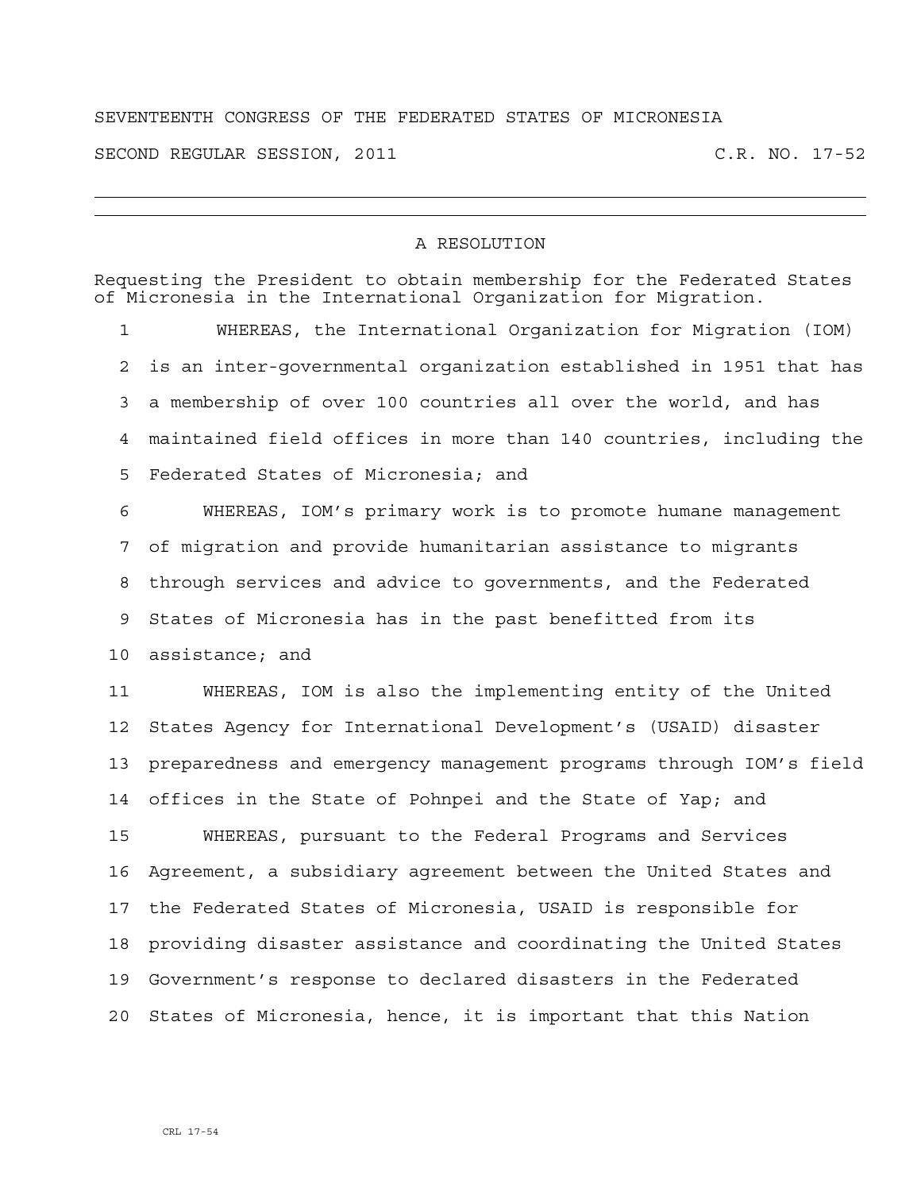SEVENTEENTH CONGRESS OF THE FEDERATED STATES OF MICRONESIA

SECOND REGULAR SESSION, 2011 C.R. NO. 17-52

---

A RESOLUTION

Requesting the President to obtain membership for the Federated States of Micronesia in the International Organization for Migration.

1 WHEREAS, the International Organization for Migration (IOM)
2 is an inter-governmental organization established in 1951 that has
3 a membership of over 100 countries all over the world, and has
4 maintained field offices in more than 140 countries, including the
5 Federated States of Micronesia; and

6 WHEREAS, IOM's primary work is to promote humane management
7 of migration and provide humanitarian assistance to migrants
8 through services and advice to governments, and the Federated
9 States of Micronesia has in the past benefitted from its
10 assistance; and

11 WHEREAS, IOM is also the implementing entity of the United
12 States Agency for International Development's (USAID) disaster
13 preparedness and emergency management programs through IOM's field
14 offices in the State of Pohnpei and the State of Yap; and

15 WHEREAS, pursuant to the Federal Programs and Services
16 Agreement, a subsidiary agreement between the United States and
17 the Federated States of Micronesia, USAID is responsible for
18 providing disaster assistance and coordinating the United States
19 Government's response to declared disasters in the Federated
20 States of Micronesia, hence, it is important that this Nation

CRL 17-54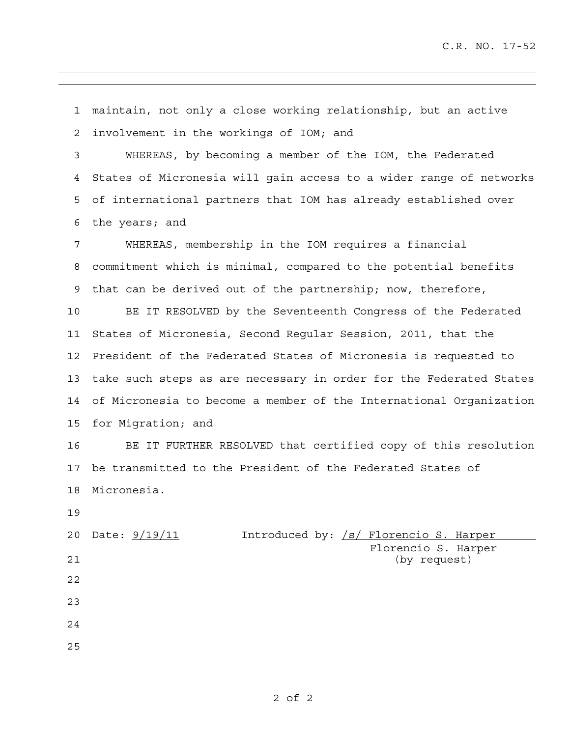maintain, not only a close working relationship, but an active involvement in the workings of IOM; and

WHEREAS, by becoming a member of the IOM, the Federated States of Micronesia will gain access to a wider range of networks of international partners that IOM has already established over the years; and

WHEREAS, membership in the IOM requires a financial commitment which is minimal, compared to the potential benefits that can be derived out of the partnership; now, therefore,

BE IT RESOLVED by the Seventeenth Congress of the Federated States of Micronesia, Second Regular Session, 2011, that the President of the Federated States of Micronesia is requested to take such steps as are necessary in order for the Federated States of Micronesia to become a member of the International Organization for Migration; and

BE IT FURTHER RESOLVED that certified copy of this resolution be transmitted to the President of the Federated States of Micronesia.

Date: 9/19/11

Introduced by: /s/ Florencio S. Harper
Florencio S. Harper
(by request)